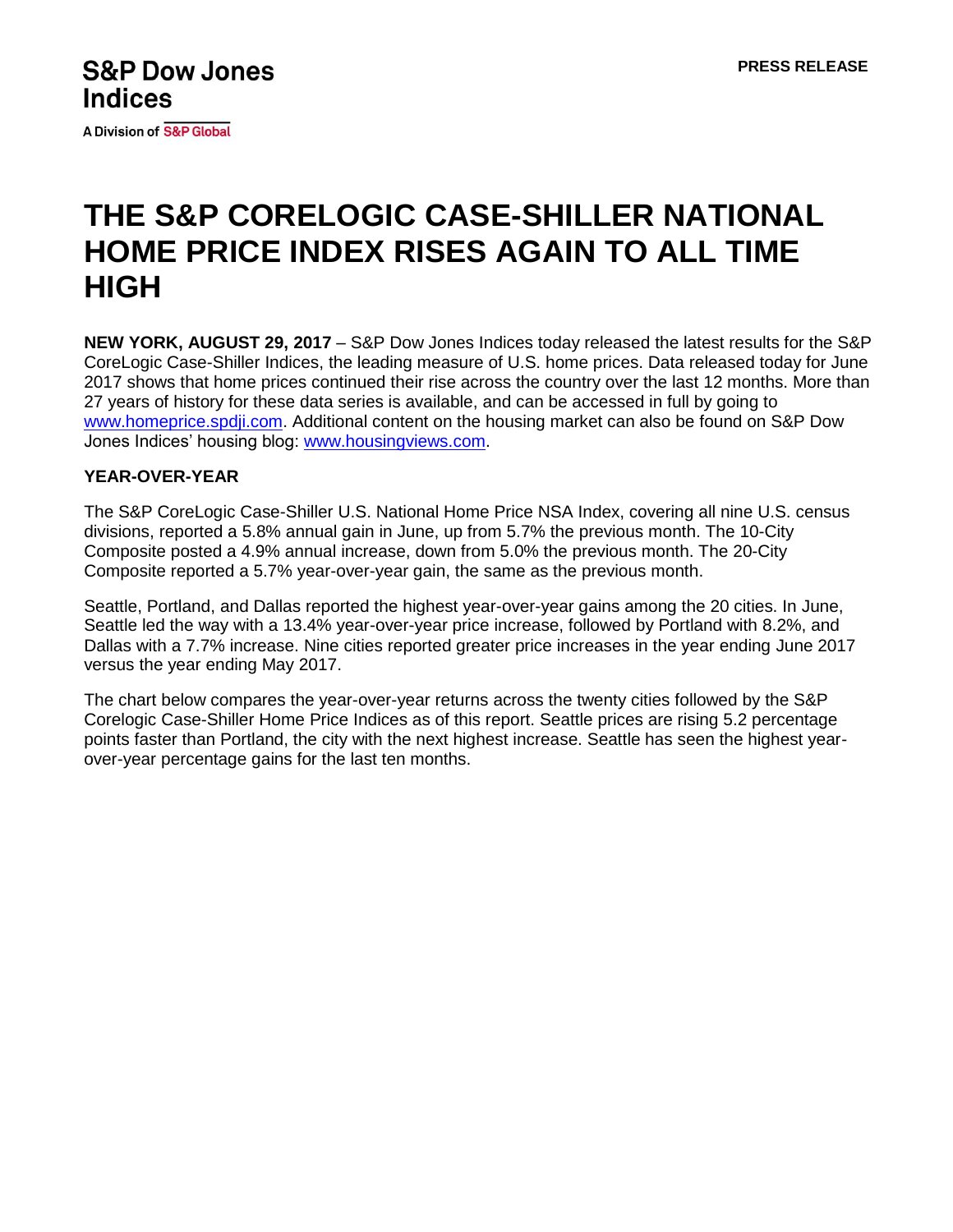**S&P Dow Jones Indices**

A Division of S&P Global

**PRESS RELEASE**

# THE S&P CORELOGIC CASE-SHILLER NATIONAL HOME PRICE INDEX RISES AGAIN TO ALL TIME HIGH

**NEW YORK, AUGUST 29, 2017** – S&P Dow Jones Indices today released the latest results for the S&P CoreLogic Case-Shiller Indices, the leading measure of U.S. home prices. Data released today for June 2017 shows that home prices continued their rise across the country over the last 12 months. More than 27 years of history for these data series is available, and can be accessed in full by going to www.homeprice.spdji.com. Additional content on the housing market can also be found on S&P Dow Jones Indices' housing blog: www.housingviews.com.

## YEAR-OVER-YEAR

The S&P CoreLogic Case-Shiller U.S. National Home Price NSA Index, covering all nine U.S. census divisions, reported a 5.8% annual gain in June, up from 5.7% the previous month. The 10-City Composite posted a 4.9% annual increase, down from 5.0% the previous month. The 20-City Composite reported a 5.7% year-over-year gain, the same as the previous month.

Seattle, Portland, and Dallas reported the highest year-over-year gains among the 20 cities. In June, Seattle led the way with a 13.4% year-over-year price increase, followed by Portland with 8.2%, and Dallas with a 7.7% increase. Nine cities reported greater price increases in the year ending June 2017 versus the year ending May 2017.

The chart below compares the year-over-year returns across the twenty cities followed by the S&P Corelogic Case-Shiller Home Price Indices as of this report. Seattle prices are rising 5.2 percentage points faster than Portland, the city with the next highest increase. Seattle has seen the highest year-over-year percentage gains for the last ten months.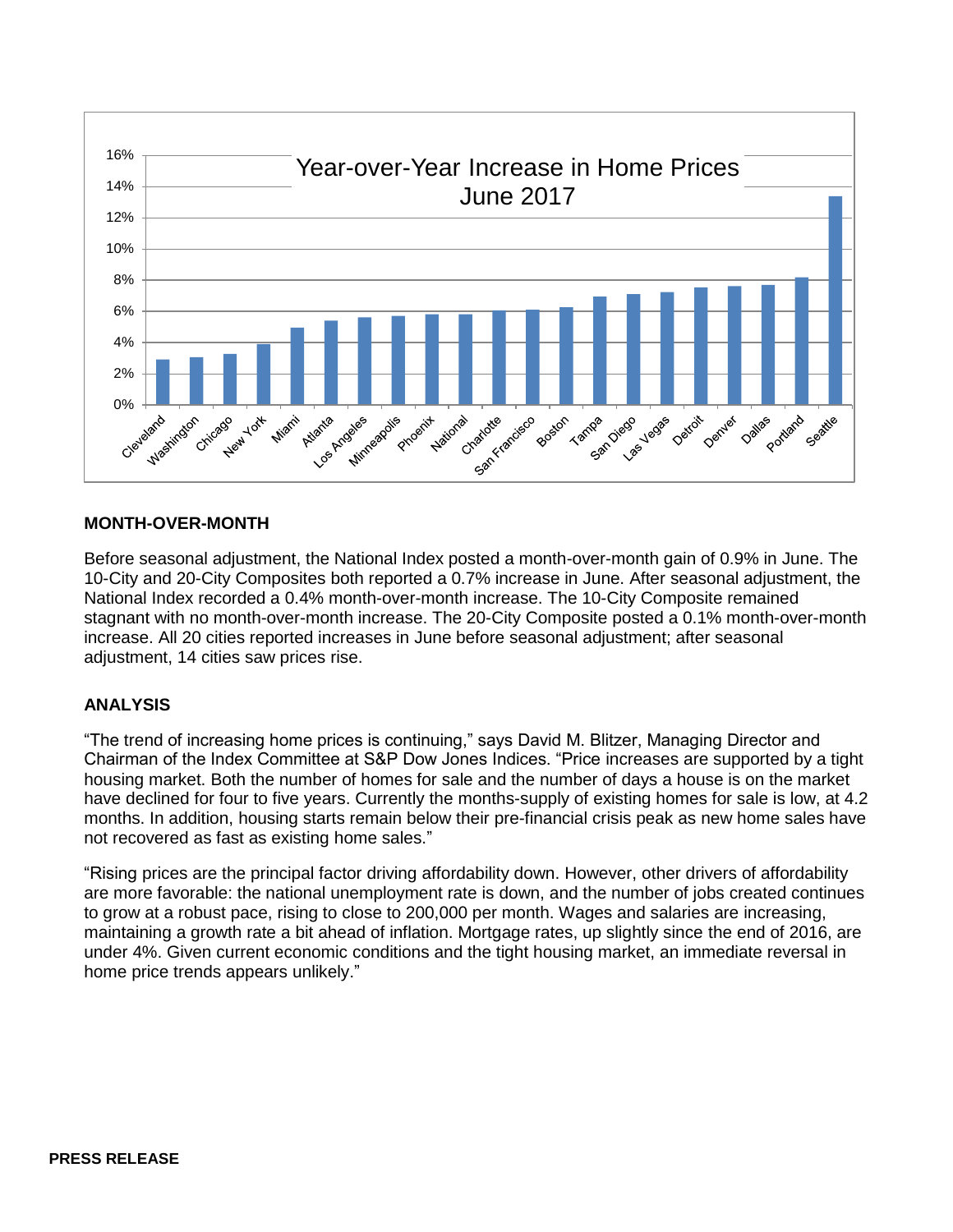Year-over-Year Increase in Home Prices
June 2017

16%
14%
12%
10%
8%
6%
4%
2%
0%

Cleveland
Washington
Chicago
New York
Miami
Atlanta
Los Angeles
Minneapolis
Phoenix
National
Charlotte
San Francisco
Boston
Tampa
San Diego
Las Vegas
Detroit
Denver
Dallas
Portland
Seattle

**MONTH-OVER-MONTH**

Before seasonal adjustment, the National Index posted a month-over-month gain of 0.9% in June. The 10-City and 20-City Composites both reported a 0.7% increase in June. After seasonal adjustment, the National Index recorded a 0.4% month-over-month increase. The 10-City Composite remained stagnant with no month-over-month increase. The 20-City Composite posted a 0.1% month-over-month increase. All 20 cities reported increases in June before seasonal adjustment; after seasonal adjustment, 14 cities saw prices rise.

**ANALYSIS**

"The trend of increasing home prices is continuing," says David M. Blitzer, Managing Director and Chairman of the Index Committee at S&P Dow Jones Indices. "Price increases are supported by a tight housing market. Both the number of homes for sale and the number of days a house is on the market have declined for four to five years. Currently the months-supply of existing homes for sale is low, at 4.2 months. In addition, housing starts remain below their pre-financial crisis peak as new home sales have not recovered as fast as existing home sales."

"Rising prices are the principal factor driving affordability down. However, other drivers of affordability are more favorable: the national unemployment rate is down, and the number of jobs created continues to grow at a robust pace, rising to close to 200,000 per month. Wages and salaries are increasing, maintaining a growth rate a bit ahead of inflation. Mortgage rates, up slightly since the end of 2016, are under 4%. Given current economic conditions and the tight housing market, an immediate reversal in home price trends appears unlikely."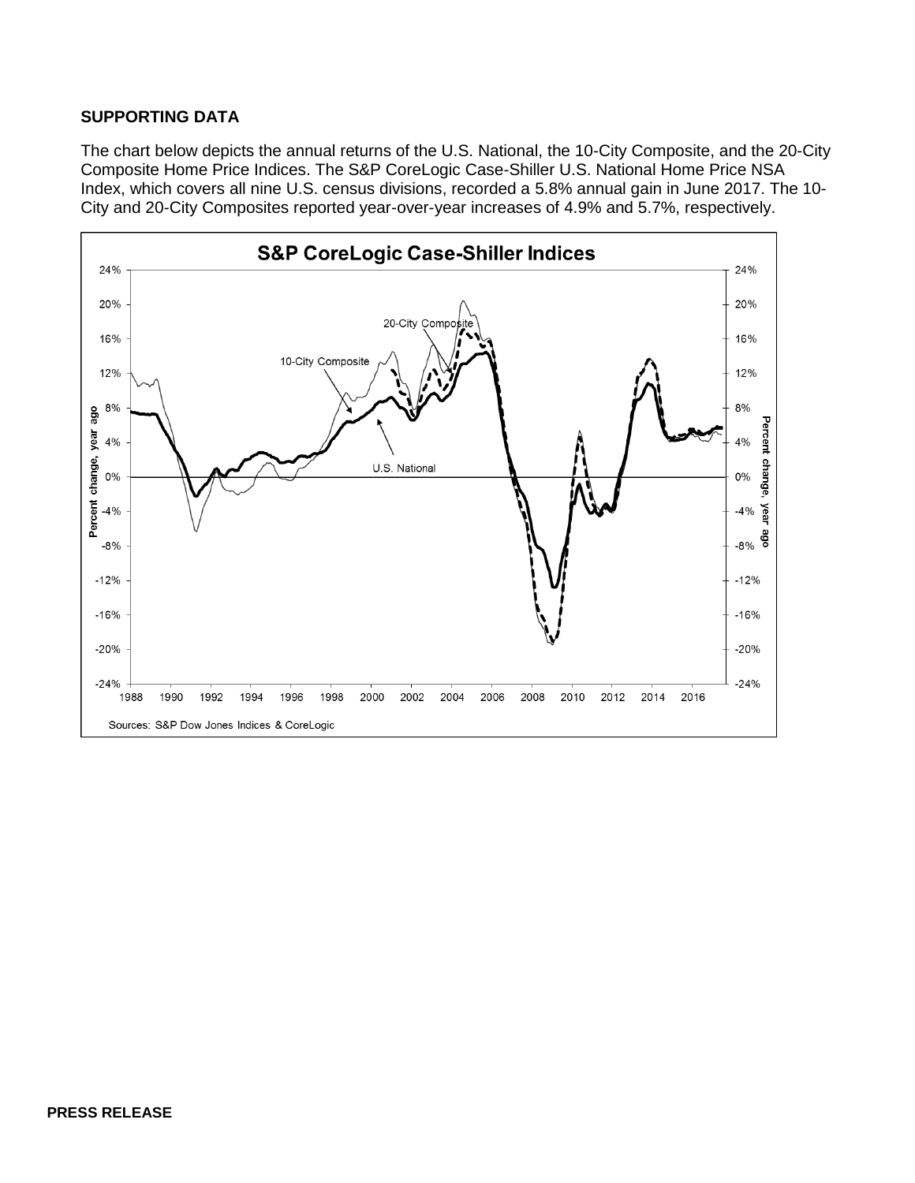**SUPPORTING DATA**

The chart below depicts the annual returns of the U.S. National, the 10-City Composite, and the 20-City Composite Home Price Indices. The S&P CoreLogic Case-Shiller U.S. National Home Price NSA Index, which covers all nine U.S. census divisions, recorded a 5.8% annual gain in June 2017. The 10-City and 20-City Composites reported year-over-year increases of 4.9% and 5.7%, respectively.

S&P CoreLogic Case-Shiller Indices

24%
20%
16%
12%
8%
4%
0%
-4%
-8%
-12%
-16%
-20%
-24%

Percent change, year ago

20-City Composite
10-City Composite
U.S. National

1988 1990 1992 1994 1996 1998 2000 2002 2004 2006 2008 2010 2012 2014 2016

Sources: S&P Dow Jones Indices & CoreLogic

**PRESS RELEASE**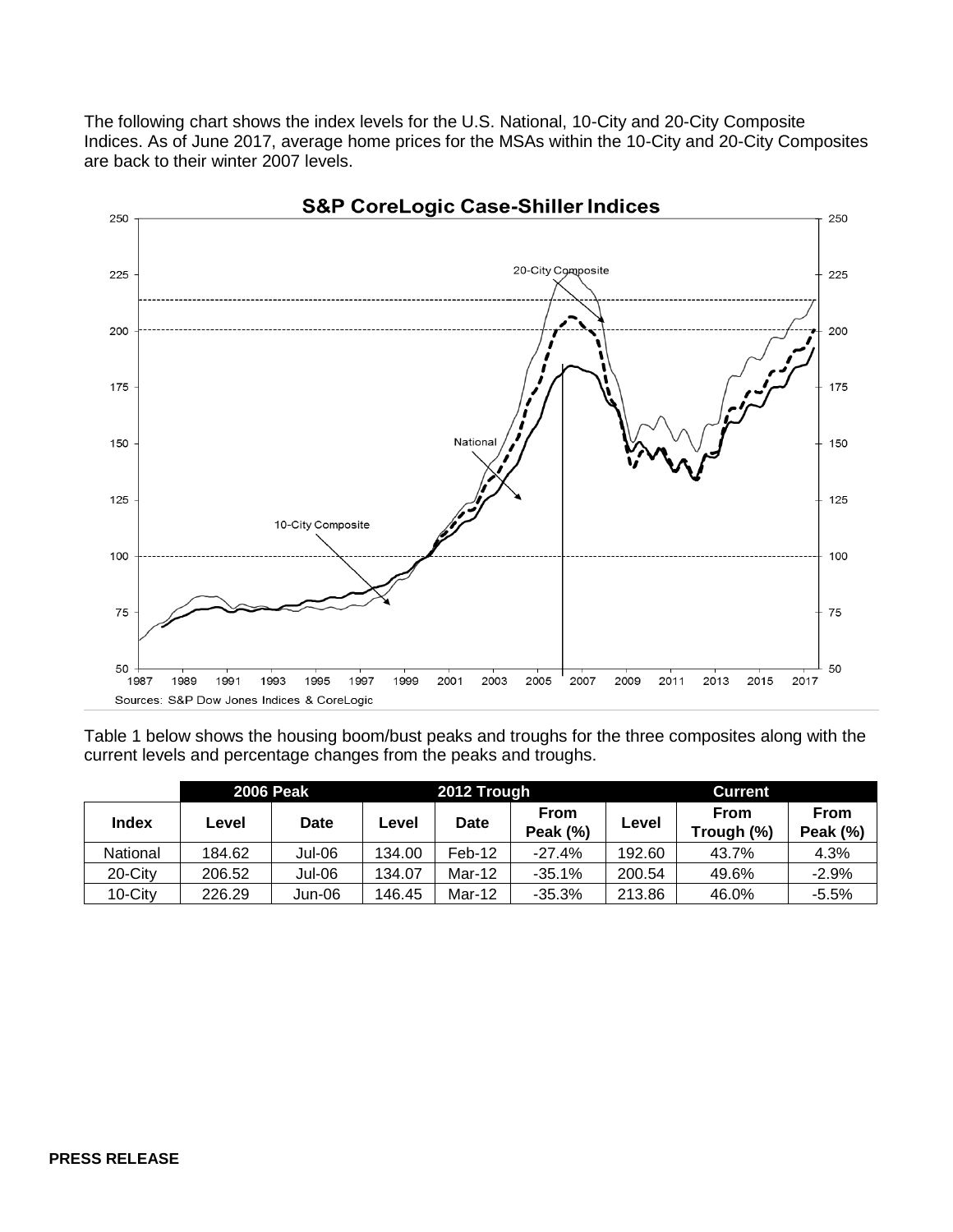The following chart shows the index levels for the U.S. National, 10-City and 20-City Composite Indices. As of June 2017, average home prices for the MSAs within the 10-City and 20-City Composites are back to their winter 2007 levels.

S&P CoreLogic Case-Shiller Indices

20-City Composite

National

10-City Composite

250
225
200
175
150
125
100
75
50

1987 1989 1991 1993 1995 1997 1999 2001 2003 2005 2007 2009 2011 2013 2015 2017

Sources: S&P Dow Jones Indices & CoreLogic

Table 1 below shows the housing boom/bust peaks and troughs for the three composites along with the current levels and percentage changes from the peaks and troughs.

| | 2006 Peak | | 2012 Trough | | | Current | | |
|---|---|---|---|---|---|---|---|---|
| **Index** | **Level** | **Date** | **Level** | **Date** | **From Peak (%)** | **Level** | **From Trough (%)** | **From Peak (%)** |
| National | 184.62 | Jul-06 | 134.00 | Feb-12 | -27.4% | 192.60 | 43.7% | 4.3% |
| 20-City | 206.52 | Jul-06 | 134.07 | Mar-12 | -35.1% | 200.54 | 49.6% | -2.9% |
| 10-City | 226.29 | Jun-06 | 146.45 | Mar-12 | -35.3% | 213.86 | 46.0% | -5.5% |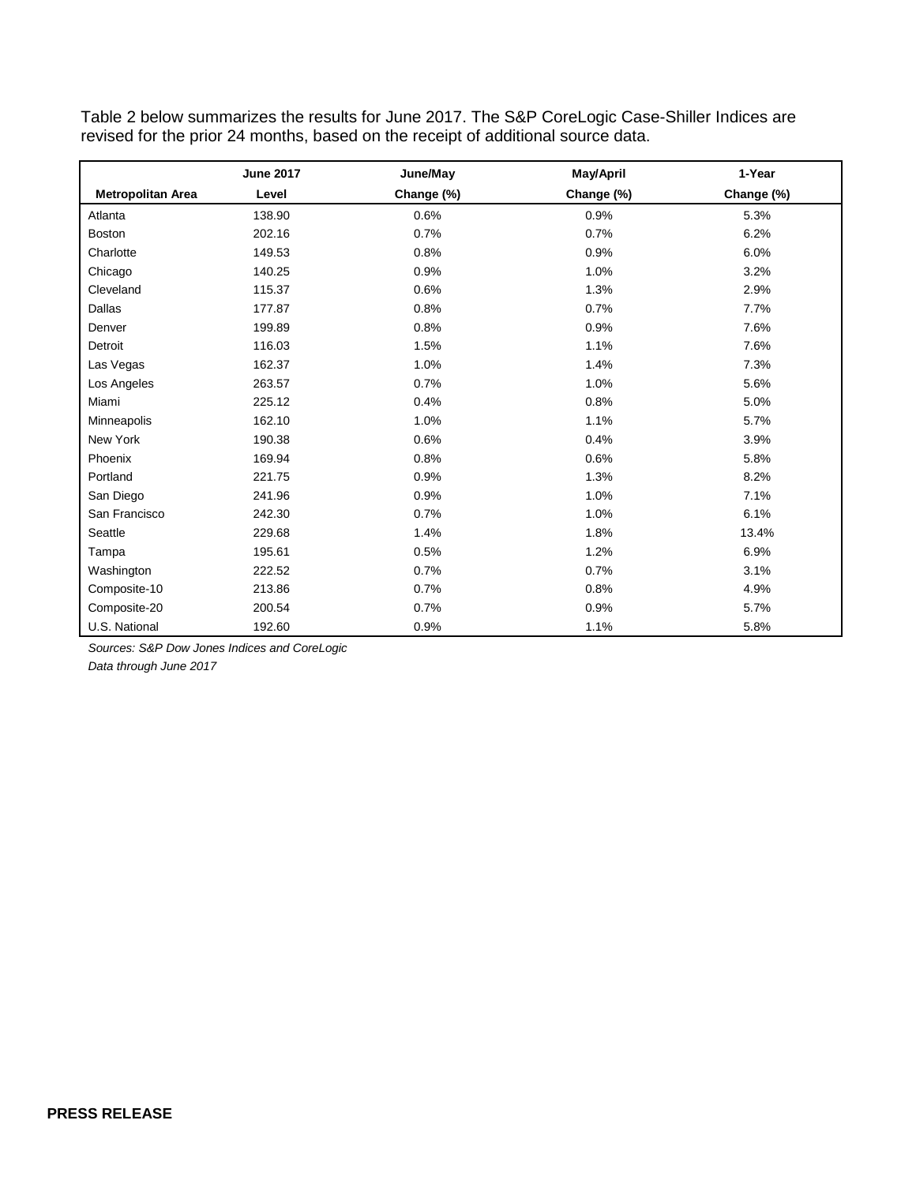Table 2 below summarizes the results for June 2017. The S&P CoreLogic Case-Shiller Indices are revised for the prior 24 months, based on the receipt of additional source data.

| Metropolitan Area | June 2017 Level | June/May Change (%) | May/April Change (%) | 1-Year Change (%) |
|---|---|---|---|---|
| Atlanta | 138.90 | 0.6% | 0.9% | 5.3% |
| Boston | 202.16 | 0.7% | 0.7% | 6.2% |
| Charlotte | 149.53 | 0.8% | 0.9% | 6.0% |
| Chicago | 140.25 | 0.9% | 1.0% | 3.2% |
| Cleveland | 115.37 | 0.6% | 1.3% | 2.9% |
| Dallas | 177.87 | 0.8% | 0.7% | 7.7% |
| Denver | 199.89 | 0.8% | 0.9% | 7.6% |
| Detroit | 116.03 | 1.5% | 1.1% | 7.6% |
| Las Vegas | 162.37 | 1.0% | 1.4% | 7.3% |
| Los Angeles | 263.57 | 0.7% | 1.0% | 5.6% |
| Miami | 225.12 | 0.4% | 0.8% | 5.0% |
| Minneapolis | 162.10 | 1.0% | 1.1% | 5.7% |
| New York | 190.38 | 0.6% | 0.4% | 3.9% |
| Phoenix | 169.94 | 0.8% | 0.6% | 5.8% |
| Portland | 221.75 | 0.9% | 1.3% | 8.2% |
| San Diego | 241.96 | 0.9% | 1.0% | 7.1% |
| San Francisco | 242.30 | 0.7% | 1.0% | 6.1% |
| Seattle | 229.68 | 1.4% | 1.8% | 13.4% |
| Tampa | 195.61 | 0.5% | 1.2% | 6.9% |
| Washington | 222.52 | 0.7% | 0.7% | 3.1% |
| Composite-10 | 213.86 | 0.7% | 0.8% | 4.9% |
| Composite-20 | 200.54 | 0.7% | 0.9% | 5.7% |
| U.S. National | 192.60 | 0.9% | 1.1% | 5.8% |

*Sources: S&P Dow Jones Indices and CoreLogic*

*Data through June 2017*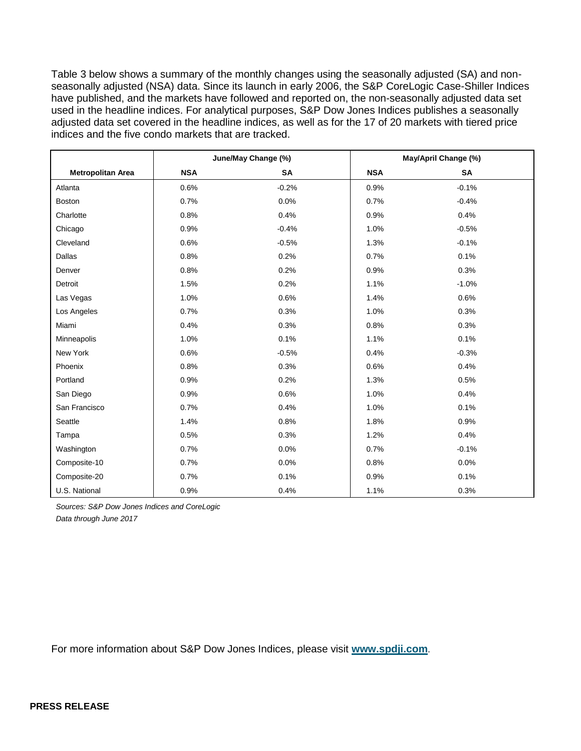Table 3 below shows a summary of the monthly changes using the seasonally adjusted (SA) and non-seasonally adjusted (NSA) data. Since its launch in early 2006, the S&P CoreLogic Case-Shiller Indices have published, and the markets have followed and reported on, the non-seasonally adjusted data set used in the headline indices. For analytical purposes, S&P Dow Jones Indices publishes a seasonally adjusted data set covered in the headline indices, as well as for the 17 of 20 markets with tiered price indices and the five condo markets that are tracked.

| | June/May Change (%) | | May/April Change (%) | |
|---|---|---|---|---|
| **Metropolitan Area** | **NSA** | **SA** | **NSA** | **SA** |
| Atlanta | 0.6% | -0.2% | 0.9% | -0.1% |
| Boston | 0.7% | 0.0% | 0.7% | -0.4% |
| Charlotte | 0.8% | 0.4% | 0.9% | 0.4% |
| Chicago | 0.9% | -0.4% | 1.0% | -0.5% |
| Cleveland | 0.6% | -0.5% | 1.3% | -0.1% |
| Dallas | 0.8% | 0.2% | 0.7% | 0.1% |
| Denver | 0.8% | 0.2% | 0.9% | 0.3% |
| Detroit | 1.5% | 0.2% | 1.1% | -1.0% |
| Las Vegas | 1.0% | 0.6% | 1.4% | 0.6% |
| Los Angeles | 0.7% | 0.3% | 1.0% | 0.3% |
| Miami | 0.4% | 0.3% | 0.8% | 0.3% |
| Minneapolis | 1.0% | 0.1% | 1.1% | 0.1% |
| New York | 0.6% | -0.5% | 0.4% | -0.3% |
| Phoenix | 0.8% | 0.3% | 0.6% | 0.4% |
| Portland | 0.9% | 0.2% | 1.3% | 0.5% |
| San Diego | 0.9% | 0.6% | 1.0% | 0.4% |
| San Francisco | 0.7% | 0.4% | 1.0% | 0.1% |
| Seattle | 1.4% | 0.8% | 1.8% | 0.9% |
| Tampa | 0.5% | 0.3% | 1.2% | 0.4% |
| Washington | 0.7% | 0.0% | 0.7% | -0.1% |
| Composite-10 | 0.7% | 0.0% | 0.8% | 0.0% |
| Composite-20 | 0.7% | 0.1% | 0.9% | 0.1% |
| U.S. National | 0.9% | 0.4% | 1.1% | 0.3% |

*Sources: S&P Dow Jones Indices and CoreLogic*
*Data through June 2017*

For more information about S&P Dow Jones Indices, please visit **www.spdji.com**.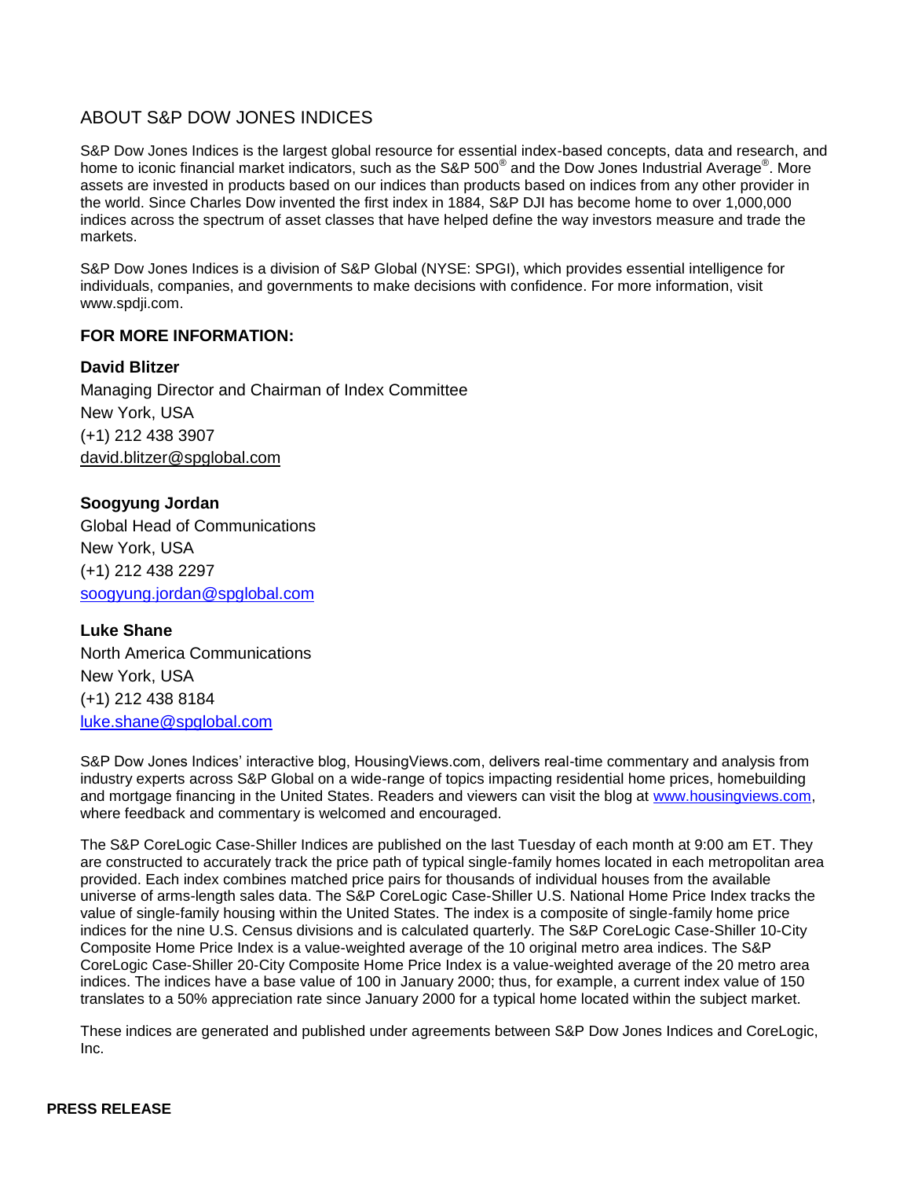## ABOUT S&P DOW JONES INDICES

S&P Dow Jones Indices is the largest global resource for essential index-based concepts, data and research, and home to iconic financial market indicators, such as the S&P 500® and the Dow Jones Industrial Average®. More assets are invested in products based on our indices than products based on indices from any other provider in the world. Since Charles Dow invented the first index in 1884, S&P DJI has become home to over 1,000,000 indices across the spectrum of asset classes that have helped define the way investors measure and trade the markets.

S&P Dow Jones Indices is a division of S&P Global (NYSE: SPGI), which provides essential intelligence for individuals, companies, and governments to make decisions with confidence. For more information, visit www.spdji.com.

**FOR MORE INFORMATION:**

**David Blitzer**
Managing Director and Chairman of Index Committee
New York, USA
(+1) 212 438 3907
david.blitzer@spglobal.com

**Soogyung Jordan**
Global Head of Communications
New York, USA
(+1) 212 438 2297
soogyung.jordan@spglobal.com

**Luke Shane**
North America Communications
New York, USA
(+1) 212 438 8184
luke.shane@spglobal.com

S&P Dow Jones Indices' interactive blog, HousingViews.com, delivers real-time commentary and analysis from industry experts across S&P Global on a wide-range of topics impacting residential home prices, homebuilding and mortgage financing in the United States. Readers and viewers can visit the blog at www.housingviews.com, where feedback and commentary is welcomed and encouraged.

The S&P CoreLogic Case-Shiller Indices are published on the last Tuesday of each month at 9:00 am ET. They are constructed to accurately track the price path of typical single-family homes located in each metropolitan area provided. Each index combines matched price pairs for thousands of individual houses from the available universe of arms-length sales data. The S&P CoreLogic Case-Shiller U.S. National Home Price Index tracks the value of single-family housing within the United States. The index is a composite of single-family home price indices for the nine U.S. Census divisions and is calculated quarterly. The S&P CoreLogic Case-Shiller 10-City Composite Home Price Index is a value-weighted average of the 10 original metro area indices. The S&P CoreLogic Case-Shiller 20-City Composite Home Price Index is a value-weighted average of the 20 metro area indices. The indices have a base value of 100 in January 2000; thus, for example, a current index value of 150 translates to a 50% appreciation rate since January 2000 for a typical home located within the subject market.

These indices are generated and published under agreements between S&P Dow Jones Indices and CoreLogic, Inc.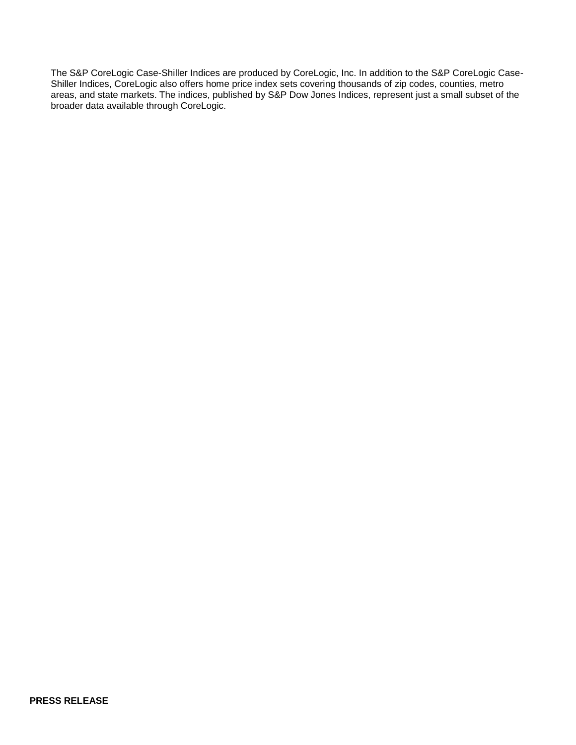The S&P CoreLogic Case-Shiller Indices are produced by CoreLogic, Inc. In addition to the S&P CoreLogic Case-Shiller Indices, CoreLogic also offers home price index sets covering thousands of zip codes, counties, metro areas, and state markets. The indices, published by S&P Dow Jones Indices, represent just a small subset of the broader data available through CoreLogic.